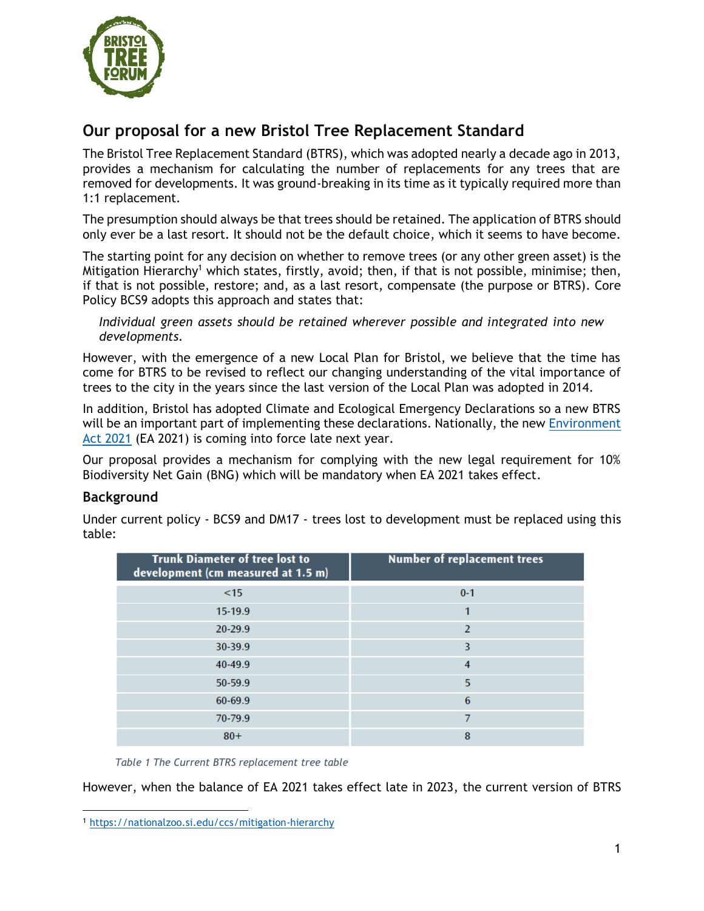## Our proposal for a new Bristol Tree Replacement Standard

The Bristol Tree Replacement Standard (BTRS), which was adopted nearly a decade ago in 2013, provides a mechanism for calculating the number of replacements for any trees that are removed for developments. It was ground-breaking in its time as it typically required more than 1:1 replacement.

The presumption should always be that trees should be retained. The application of BTRS should only ever be a last resort. It should not be the default choice, which it seems to have become.

The starting point for any decision on whether to remove trees (or any other green asset) is the Mitigation Hierarchy[1] which states, firstly, avoid; then, if that is not possible, minimise; then, if that is not possible, restore; and, as a last resort, compensate (the purpose or BTRS). Core Policy BCS9 adopts this approach and states that:

> *Individual green assets should be retained wherever possible and integrated into new developments.*

However, with the emergence of a new Local Plan for Bristol, we believe that the time has come for BTRS to be revised to reflect our changing understanding of the vital importance of trees to the city in the years since the last version of the Local Plan was adopted in 2014.

In addition, Bristol has adopted Climate and Ecological Emergency Declarations so a new BTRS will be an important part of implementing these declarations. Nationally, the new Environment Act 2021 (EA 2021) is coming into force late next year.

Our proposal provides a mechanism for complying with the new legal requirement for 10% Biodiversity Net Gain (BNG) which will be mandatory when EA 2021 takes effect.

### Background

Under current policy - BCS9 and DM17 - trees lost to development must be replaced using this table:

| Trunk Diameter of tree lost to development (cm measured at 1.5 m) | Number of replacement trees |
|---|---|
| <15 | 0-1 |
| 15-19.9 | 1 |
| 20-29.9 | 2 |
| 30-39.9 | 3 |
| 40-49.9 | 4 |
| 50-59.9 | 5 |
| 60-69.9 | 6 |
| 70-79.9 | 7 |
| 80+ | 8 |

*Table 1 The Current BTRS replacement tree table*

However, when the balance of EA 2021 takes effect late in 2023, the current version of BTRS

[1] https://nationalzoo.si.edu/ccs/mitigation-hierarchy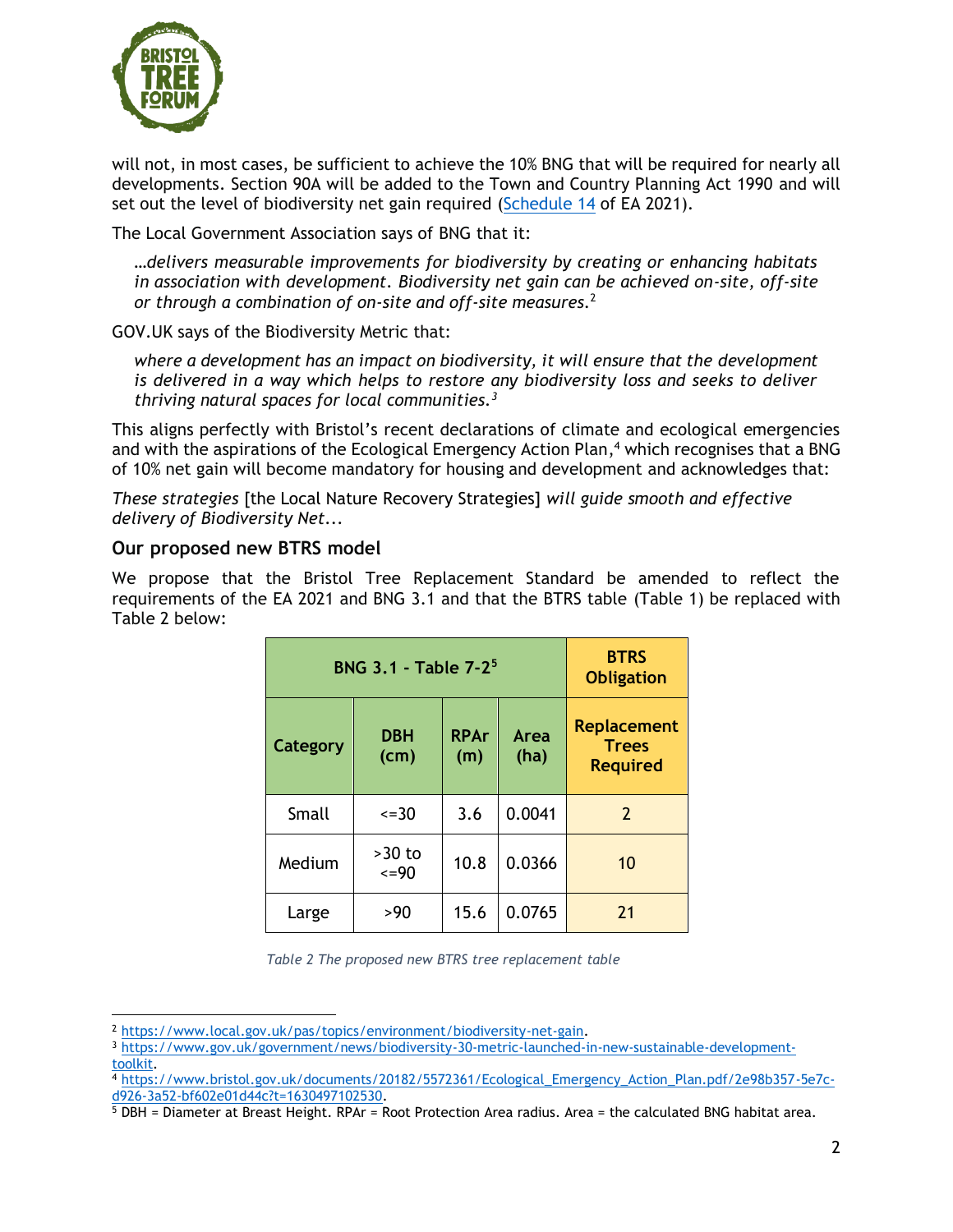will not, in most cases, be sufficient to achieve the 10% BNG that will be required for nearly all developments. Section 90A will be added to the Town and Country Planning Act 1990 and will set out the level of biodiversity net gain required (Schedule 14 of EA 2021).

The Local Government Association says of BNG that it:

> *…delivers measurable improvements for biodiversity by creating or enhancing habitats in association with development. Biodiversity net gain can be achieved on-site, off-site or through a combination of on-site and off-site measures.*[2]

GOV.UK says of the Biodiversity Metric that:

> *where a development has an impact on biodiversity, it will ensure that the development is delivered in a way which helps to restore any biodiversity loss and seeks to deliver thriving natural spaces for local communities.*[3]

This aligns perfectly with Bristol's recent declarations of climate and ecological emergencies and with the aspirations of the Ecological Emergency Action Plan,[4] which recognises that a BNG of 10% net gain will become mandatory for housing and development and acknowledges that:

*These strategies* [the Local Nature Recovery Strategies] *will guide smooth and effective delivery of Biodiversity Net...*

### Our proposed new BTRS model

We propose that the Bristol Tree Replacement Standard be amended to reflect the requirements of the EA 2021 and BNG 3.1 and that the BTRS table (Table 1) be replaced with Table 2 below:

| BNG 3.1 - Table 7-2[5] | | | | BTRS Obligation |
|---|---|---|---|---|
| **Category** | **DBH (cm)** | **RPAr (m)** | **Area (ha)** | **Replacement Trees Required** |
| Small | <=30 | 3.6 | 0.0041 | 2 |
| Medium | >30 to <=90 | 10.8 | 0.0366 | 10 |
| Large | >90 | 15.6 | 0.0765 | 21 |

*Table 2 The proposed new BTRS tree replacement table*

---

[2] https://www.local.gov.uk/pas/topics/environment/biodiversity-net-gain.

[3] https://www.gov.uk/government/news/biodiversity-30-metric-launched-in-new-sustainable-development-toolkit.

[4] https://www.bristol.gov.uk/documents/20182/5572361/Ecological_Emergency_Action_Plan.pdf/2e98b357-5e7c-d926-3a52-bf602e01d44c?t=1630497102530.

[5] DBH = Diameter at Breast Height. RPAr = Root Protection Area radius. Area = the calculated BNG habitat area.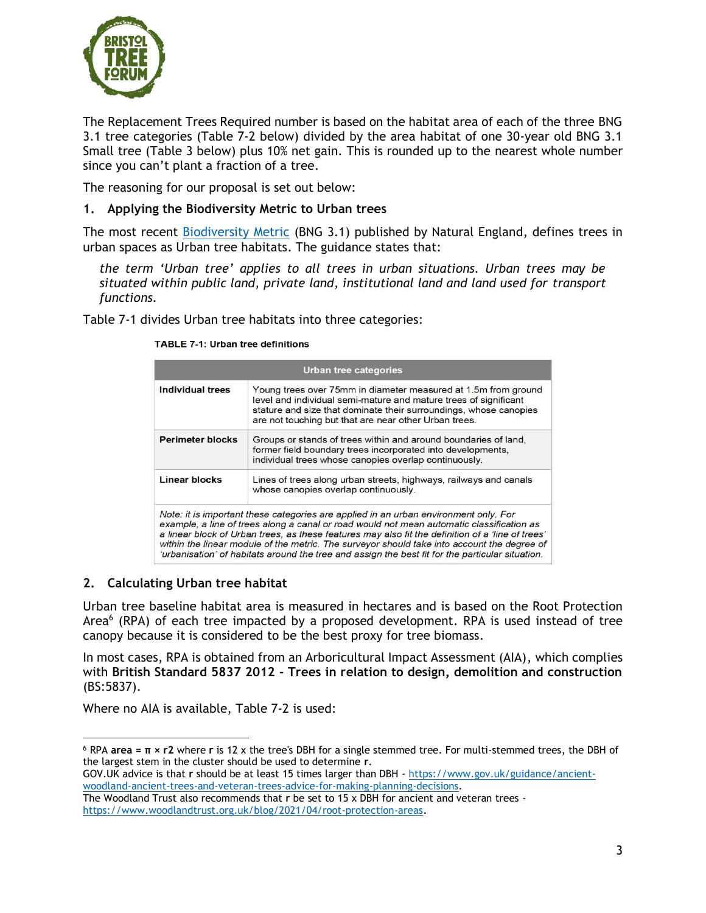The Replacement Trees Required number is based on the habitat area of each of the three BNG 3.1 tree categories (Table 7-2 below) divided by the area habitat of one 30-year old BNG 3.1 Small tree (Table 3 below) plus 10% net gain. This is rounded up to the nearest whole number since you can't plant a fraction of a tree.

The reasoning for our proposal is set out below:

## 1. Applying the Biodiversity Metric to Urban trees

The most recent Biodiversity Metric (BNG 3.1) published by Natural England, defines trees in urban spaces as Urban tree habitats. The guidance states that:

> *the term 'Urban tree' applies to all trees in urban situations. Urban trees may be situated within public land, private land, institutional land and land used for transport functions.*

Table 7-1 divides Urban tree habitats into three categories:

**TABLE 7-1: Urban tree definitions**

| Urban tree categories | |
|---|---|
| **Individual trees** | Young trees over 75mm in diameter measured at 1.5m from ground level and individual semi-mature and mature trees of significant stature and size that dominate their surroundings, whose canopies are not touching but that are near other Urban trees. |
| **Perimeter blocks** | Groups or stands of trees within and around boundaries of land, former field boundary trees incorporated into developments, individual trees whose canopies overlap continuously. |
| **Linear blocks** | Lines of trees along urban streets, highways, railways and canals whose canopies overlap continuously. |
| *Note: it is important these categories are applied in an urban environment only. For example, a line of trees along a canal or road would not mean automatic classification as a linear block of Urban trees, as these features may also fit the definition of a 'line of trees' within the linear module of the metric. The surveyor should take into account the degree of 'urbanisation' of habitats around the tree and assign the best fit for the particular situation.* | |

## 2. Calculating Urban tree habitat

Urban tree baseline habitat area is measured in hectares and is based on the Root Protection Area[6] (RPA) of each tree impacted by a proposed development. RPA is used instead of tree canopy because it is considered to be the best proxy for tree biomass.

In most cases, RPA is obtained from an Arboricultural Impact Assessment (AIA), which complies with **British Standard 5837 2012 - Trees in relation to design, demolition and construction** (BS:5837).

Where no AIA is available, Table 7-2 is used:

---

[6] RPA **area** = $\pi \times r2$ where **r** is 12 x the tree's DBH for a single stemmed tree. For multi-stemmed trees, the DBH of the largest stem in the cluster should be used to determine **r**.
GOV.UK advice is that **r** should be at least 15 times larger than DBH - https://www.gov.uk/guidance/ancient-woodland-ancient-trees-and-veteran-trees-advice-for-making-planning-decisions.
The Woodland Trust also recommends that **r** be set to 15 x DBH for ancient and veteran trees - https://www.woodlandtrust.org.uk/blog/2021/04/root-protection-areas.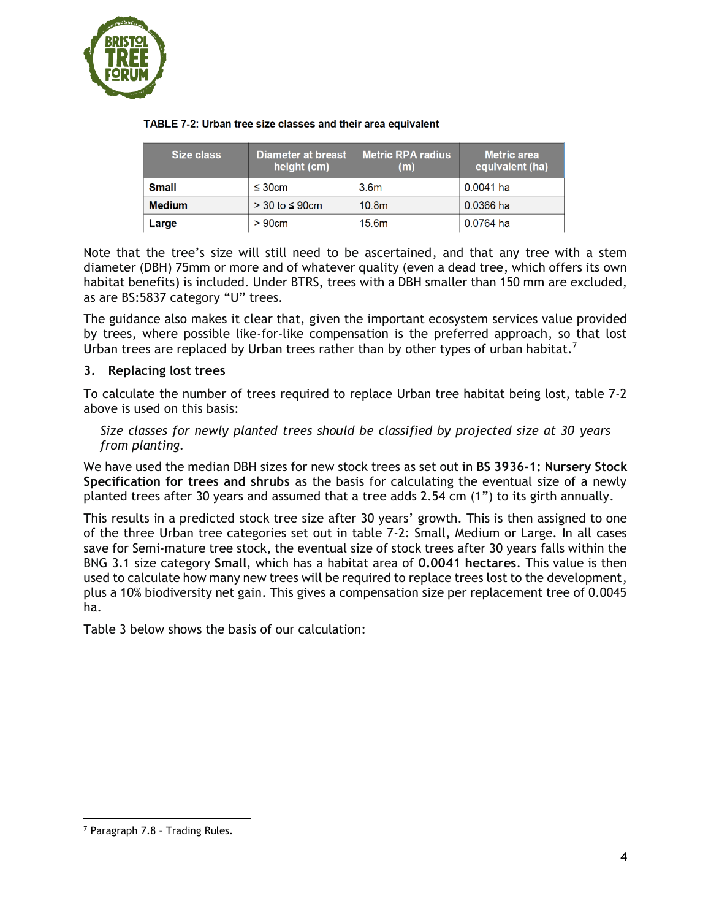**TABLE 7-2: Urban tree size classes and their area equivalent**

| Size class | Diameter at breast height (cm) | Metric RPA radius (m) | Metric area equivalent (ha) |
|---|---|---|---|
| **Small** | ≤ 30cm | 3.6m | 0.0041 ha |
| **Medium** | > 30 to ≤ 90cm | 10.8m | 0.0366 ha |
| **Large** | > 90cm | 15.6m | 0.0764 ha |

Note that the tree's size will still need to be ascertained, and that any tree with a stem diameter (DBH) 75mm or more and of whatever quality (even a dead tree, which offers its own habitat benefits) is included. Under BTRS, trees with a DBH smaller than 150 mm are excluded, as are BS:5837 category "U" trees.

The guidance also makes it clear that, given the important ecosystem services value provided by trees, where possible like-for-like compensation is the preferred approach, so that lost Urban trees are replaced by Urban trees rather than by other types of urban habitat.[7]

## 3. Replacing lost trees

To calculate the number of trees required to replace Urban tree habitat being lost, table 7-2 above is used on this basis:

> *Size classes for newly planted trees should be classified by projected size at 30 years from planting.*

We have used the median DBH sizes for new stock trees as set out in **BS 3936-1: Nursery Stock Specification for trees and shrubs** as the basis for calculating the eventual size of a newly planted trees after 30 years and assumed that a tree adds 2.54 cm (1") to its girth annually.

This results in a predicted stock tree size after 30 years' growth. This is then assigned to one of the three Urban tree categories set out in table 7-2: Small, Medium or Large. In all cases save for Semi-mature tree stock, the eventual size of stock trees after 30 years falls within the BNG 3.1 size category **Small**, which has a habitat area of **0.0041 hectares**. This value is then used to calculate how many new trees will be required to replace trees lost to the development, plus a 10% biodiversity net gain. This gives a compensation size per replacement tree of 0.0045 ha.

Table 3 below shows the basis of our calculation:

[7] Paragraph 7.8 – Trading Rules.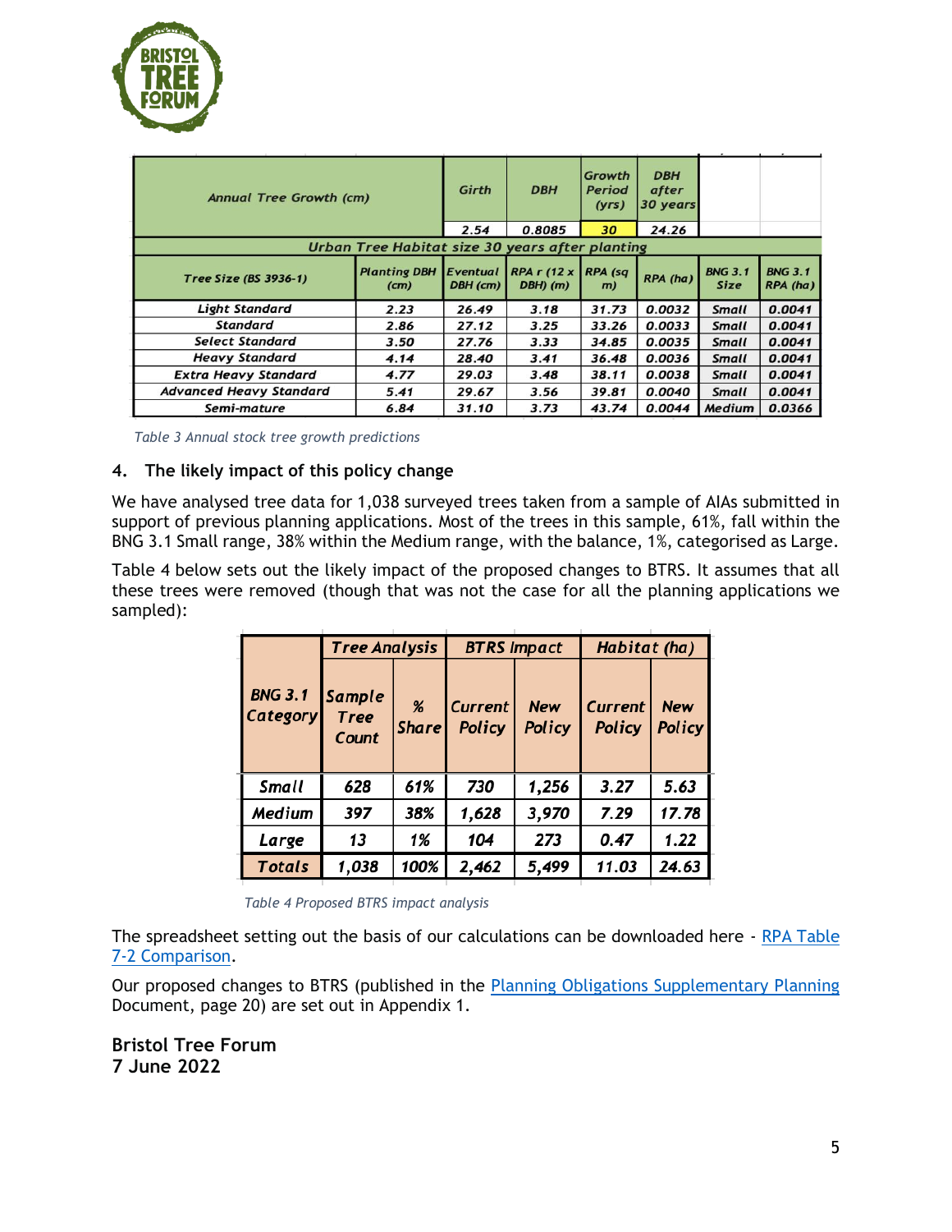| Annual Tree Growth (cm) | | Girth | DBH | Growth Period (yrs) | DBH after 30 years | | |
|---|---|---|---|---|---|---|---|
| | | 2.54 | 0.8085 | 30 | 24.26 | | |
| Urban Tree Habitat size 30 years after planting | | | | | | | |
| Tree Size (BS 3936-1) | Planting DBH (cm) | Eventual DBH (cm) | RPA r (12 x DBH) (m) | RPA (sq m) | RPA (ha) | BNG 3.1 Size | BNG 3.1 RPA (ha) |
| Light Standard | 2.23 | 26.49 | 3.18 | 31.73 | 0.0032 | Small | 0.0041 |
| Standard | 2.86 | 27.12 | 3.25 | 33.26 | 0.0033 | Small | 0.0041 |
| Select Standard | 3.50 | 27.76 | 3.33 | 34.85 | 0.0035 | Small | 0.0041 |
| Heavy Standard | 4.14 | 28.40 | 3.41 | 36.48 | 0.0036 | Small | 0.0041 |
| Extra Heavy Standard | 4.77 | 29.03 | 3.48 | 38.11 | 0.0038 | Small | 0.0041 |
| Advanced Heavy Standard | 5.41 | 29.67 | 3.56 | 39.81 | 0.0040 | Small | 0.0041 |
| Semi-mature | 6.84 | 31.10 | 3.73 | 43.74 | 0.0044 | Medium | 0.0366 |

*Table 3 Annual stock tree growth predictions*

## 4. The likely impact of this policy change

We have analysed tree data for 1,038 surveyed trees taken from a sample of AIAs submitted in support of previous planning applications. Most of the trees in this sample, 61%, fall within the BNG 3.1 Small range, 38% within the Medium range, with the balance, 1%, categorised as Large.

Table 4 below sets out the likely impact of the proposed changes to BTRS. It assumes that all these trees were removed (though that was not the case for all the planning applications we sampled):

| BNG 3.1 Category | Tree Analysis | | BTRS Impact | | Habitat (ha) | |
|---|---|---|---|---|---|---|
| | Sample Tree Count | % Share | Current Policy | New Policy | Current Policy | New Policy |
| Small | 628 | 61% | 730 | 1,256 | 3.27 | 5.63 |
| Medium | 397 | 38% | 1,628 | 3,970 | 7.29 | 17.78 |
| Large | 13 | 1% | 104 | 273 | 0.47 | 1.22 |
| Totals | 1,038 | 100% | 2,462 | 5,499 | 11.03 | 24.63 |

*Table 4 Proposed BTRS impact analysis*

The spreadsheet setting out the basis of our calculations can be downloaded here - [RPA Table 7-2 Comparison].

Our proposed changes to BTRS (published in the [Planning Obligations Supplementary Planning] Document, page 20) are set out in Appendix 1.

**Bristol Tree Forum**
**7 June 2022**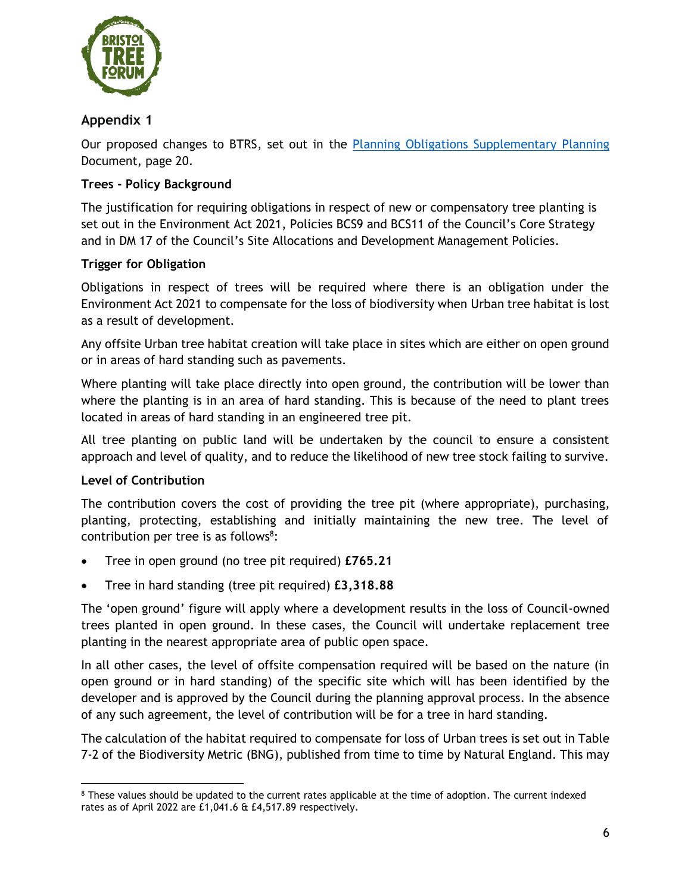## Appendix 1

Our proposed changes to BTRS, set out in the [Planning Obligations Supplementary Planning](#) Document, page 20.

### Trees - Policy Background

The justification for requiring obligations in respect of new or compensatory tree planting is set out in the Environment Act 2021, Policies BCS9 and BCS11 of the Council's Core Strategy and in DM 17 of the Council's Site Allocations and Development Management Policies.

### Trigger for Obligation

Obligations in respect of trees will be required where there is an obligation under the Environment Act 2021 to compensate for the loss of biodiversity when Urban tree habitat is lost as a result of development.

Any offsite Urban tree habitat creation will take place in sites which are either on open ground or in areas of hard standing such as pavements.

Where planting will take place directly into open ground, the contribution will be lower than where the planting is in an area of hard standing. This is because of the need to plant trees located in areas of hard standing in an engineered tree pit.

All tree planting on public land will be undertaken by the council to ensure a consistent approach and level of quality, and to reduce the likelihood of new tree stock failing to survive.

### Level of Contribution

The contribution covers the cost of providing the tree pit (where appropriate), purchasing, planting, protecting, establishing and initially maintaining the new tree. The level of contribution per tree is as follows[8]:

- Tree in open ground (no tree pit required) **£765.21**
- Tree in hard standing (tree pit required) **£3,318.88**

The 'open ground' figure will apply where a development results in the loss of Council-owned trees planted in open ground. In these cases, the Council will undertake replacement tree planting in the nearest appropriate area of public open space.

In all other cases, the level of offsite compensation required will be based on the nature (in open ground or in hard standing) of the specific site which will has been identified by the developer and is approved by the Council during the planning approval process. In the absence of any such agreement, the level of contribution will be for a tree in hard standing.

The calculation of the habitat required to compensate for loss of Urban trees is set out in Table 7-2 of the Biodiversity Metric (BNG), published from time to time by Natural England. This may

[8] These values should be updated to the current rates applicable at the time of adoption. The current indexed rates as of April 2022 are £1,041.6 & £4,517.89 respectively.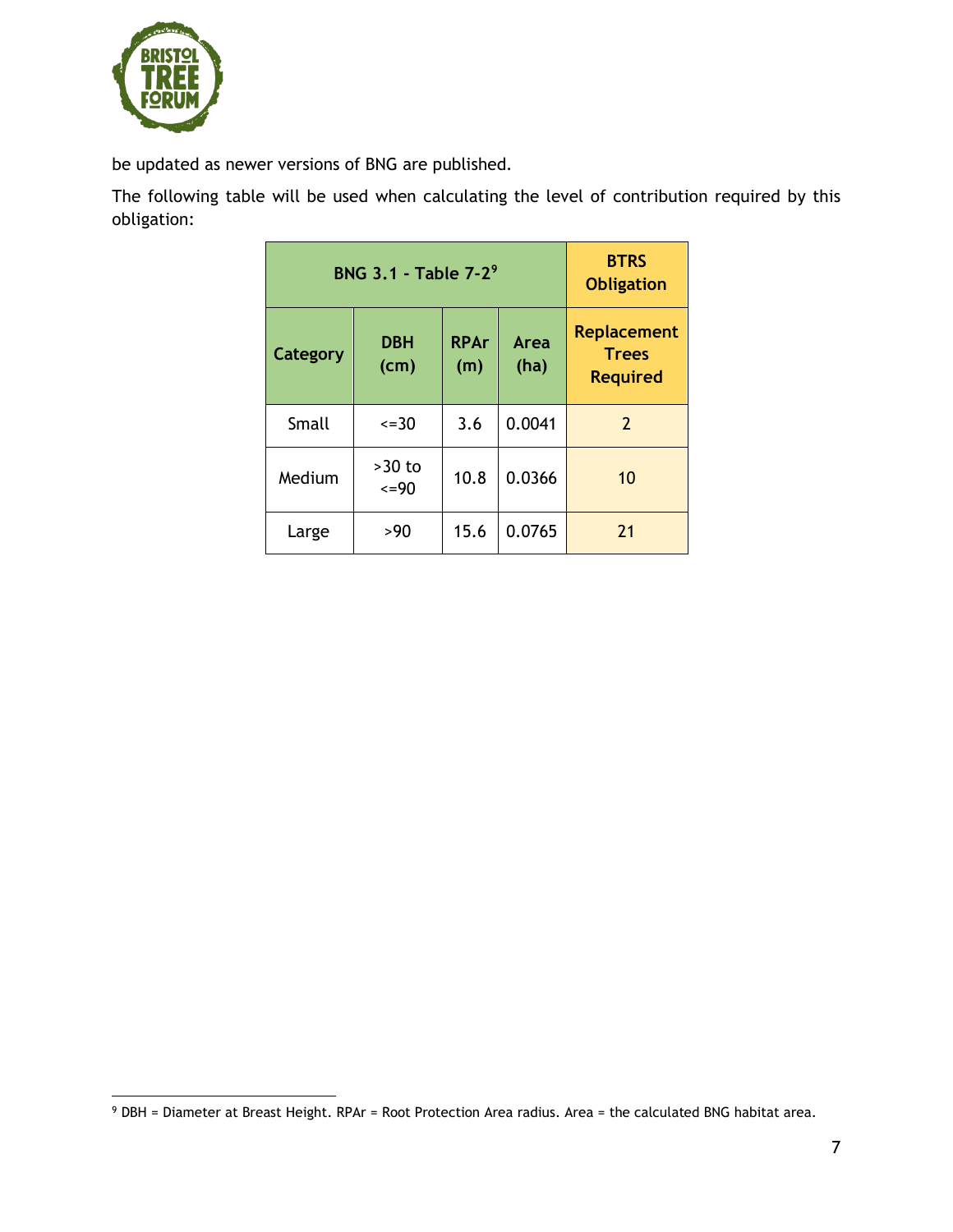be updated as newer versions of BNG are published.

The following table will be used when calculating the level of contribution required by this obligation:

| BNG 3.1 - Table 7-2[9] | | | | BTRS Obligation |
|---|---|---|---|---|
| **Category** | **DBH (cm)** | **RPAr (m)** | **Area (ha)** | **Replacement Trees Required** |
| Small | <=30 | 3.6 | 0.0041 | 2 |
| Medium | >30 to <=90 | 10.8 | 0.0366 | 10 |
| Large | >90 | 15.6 | 0.0765 | 21 |

[9] DBH = Diameter at Breast Height. RPAr = Root Protection Area radius. Area = the calculated BNG habitat area.